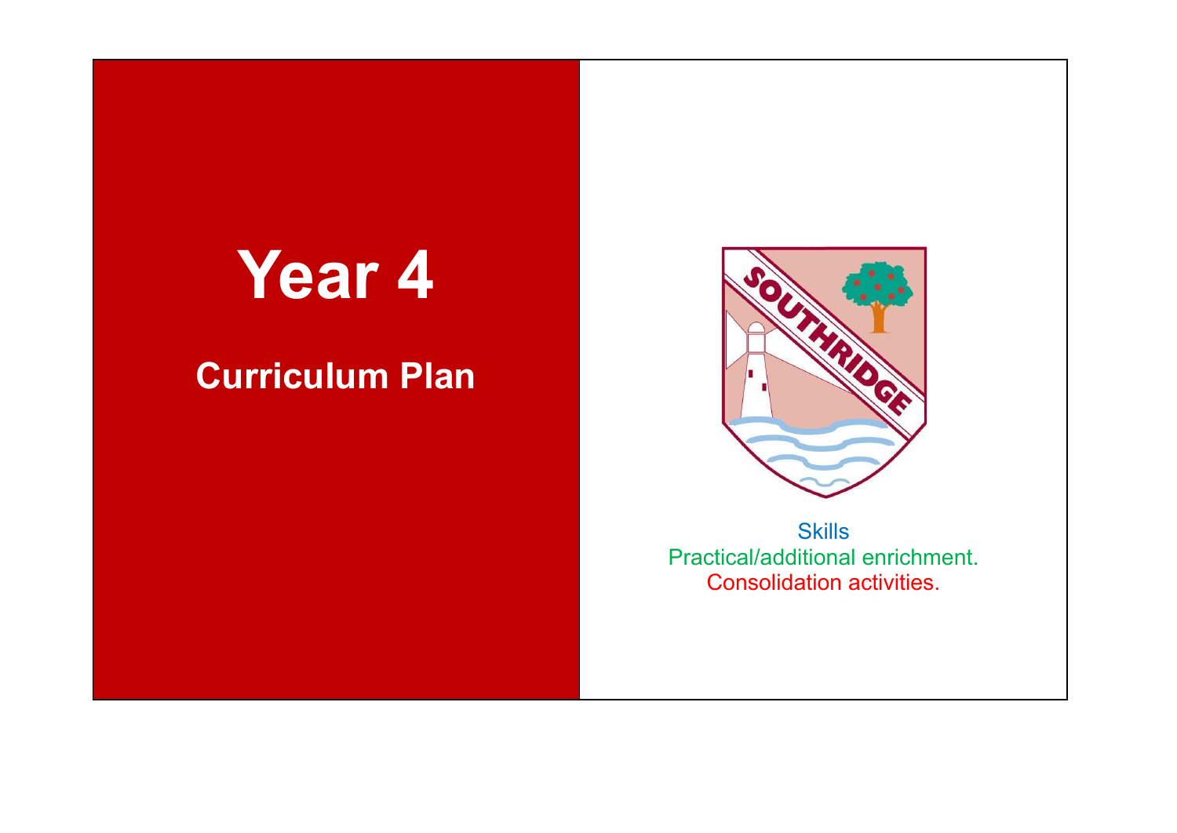# Year 4

## Curriculum Plan

Skills
Practical/additional enrichment.
Consolidation activities.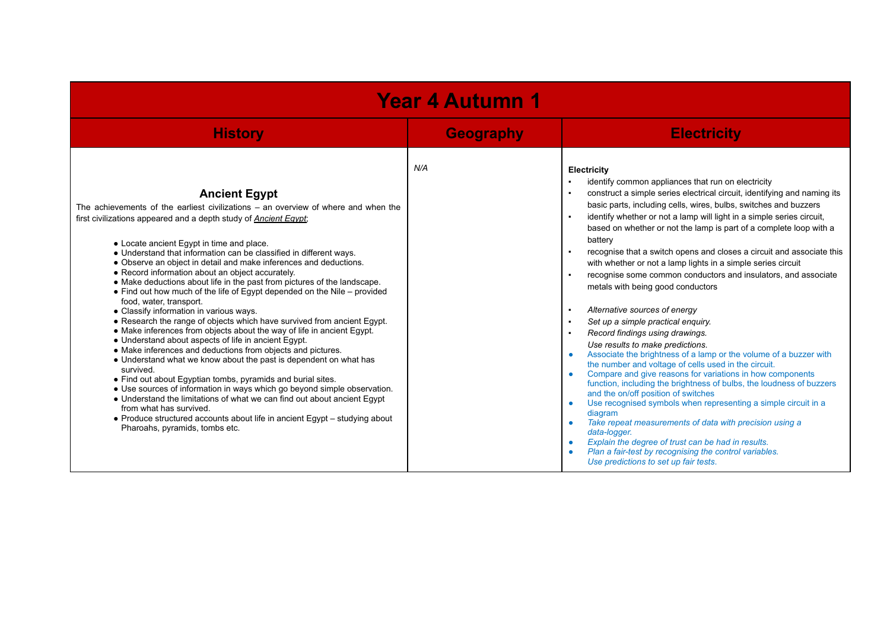# Year 4 Autumn 1

| History | Geography | Electricity |
| --- | --- | --- |
| **Ancient Egypt**<br>The achievements of the earliest civilizations – an overview of where and when the first civilizations appeared and a depth study of *Ancient Egypt*;<br><br>● Locate ancient Egypt in time and place.<br>● Understand that information can be classified in different ways.<br>● Observe an object in detail and make inferences and deductions.<br>● Record information about an object accurately.<br>● Make deductions about life in the past from pictures of the landscape.<br>● Find out how much of the life of Egypt depended on the Nile – provided food, water, transport.<br>● Classify information in various ways.<br>● Research the range of objects which have survived from ancient Egypt.<br>● Make inferences from objects about the way of life in ancient Egypt.<br>● Understand about aspects of life in ancient Egypt.<br>● Make inferences and deductions from objects and pictures.<br>● Understand what we know about the past is dependent on what has survived.<br>● Find out about Egyptian tombs, pyramids and burial sites.<br>● Use sources of information in ways which go beyond simple observation.<br>● Understand the limitations of what we can find out about ancient Egypt from what has survived.<br>● Produce structured accounts about life in ancient Egypt – studying about Pharoahs, pyramids, tombs etc. | *N/A* | **Electricity**<br>▪ identify common appliances that run on electricity<br>▪ construct a simple series electrical circuit, identifying and naming its basic parts, including cells, wires, bulbs, switches and buzzers<br>▪ identify whether or not a lamp will light in a simple series circuit, based on whether or not the lamp is part of a complete loop with a battery<br>▪ recognise that a switch opens and closes a circuit and associate this with whether or not a lamp lights in a simple series circuit<br>▪ recognise some common conductors and insulators, and associate metals with being good conductors<br><br>▪ *Alternative sources of energy*<br>▪ *Set up a simple practical enquiry.*<br>▪ *Record findings using drawings.*<br>*Use results to make predictions.*<br>● Associate the brightness of a lamp or the volume of a buzzer with the number and voltage of cells used in the circuit.<br>● Compare and give reasons for variations in how components function, including the brightness of bulbs, the loudness of buzzers and the on/off position of switches<br>● Use recognised symbols when representing a simple circuit in a diagram<br>● *Take repeat measurements of data with precision using a data-logger.*<br>● *Explain the degree of trust can be had in results.*<br>● *Plan a fair-test by recognising the control variables.*<br>*Use predictions to set up fair tests.* |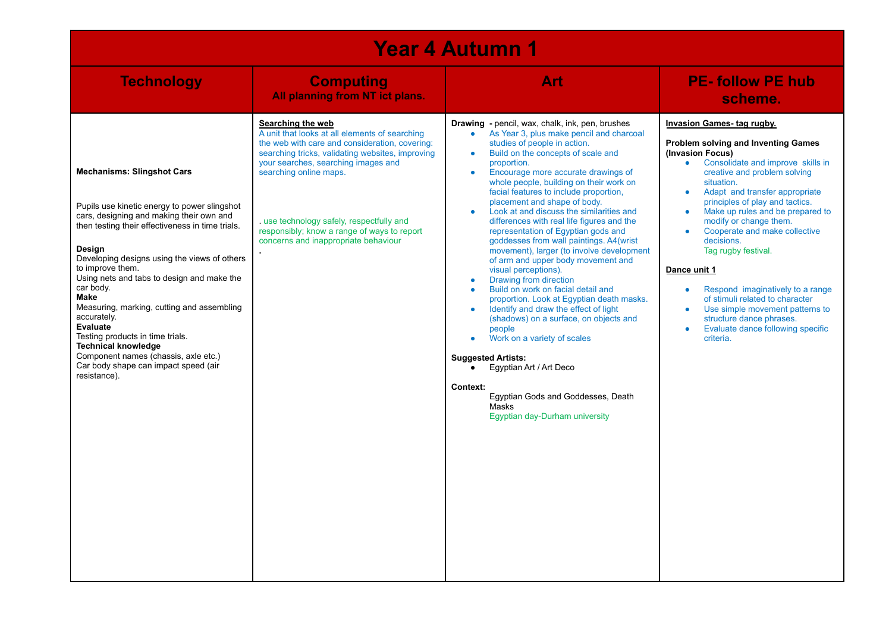# Year 4 Autumn 1

| Technology | Computing<br>All planning from NT ict plans. | Art | PE- follow PE hub scheme. |
|---|---|---|---|
| **Mechanisms: Slingshot Cars**<br><br>Pupils use kinetic energy to power slingshot cars, designing and making their own and then testing their effectiveness in time trials.<br><br>**Design**<br>Developing designs using the views of others to improve them.<br>Using nets and tabs to design and make the car body.<br>**Make**<br>Measuring, marking, cutting and assembling accurately.<br>**Evaluate**<br>Testing products in time trials.<br>**Technical knowledge**<br>Component names (chassis, axle etc.)<br>Car body shape can impact speed (air resistance). | **Searching the web**<br>A unit that looks at all elements of searching the web with care and consideration, covering: searching tricks, validating websites, improving your searches, searching images and searching online maps.<br><br>. use technology safely, respectfully and responsibly; know a range of ways to report concerns and inappropriate behaviour<br>. | **Drawing** - pencil, wax, chalk, ink, pen, brushes<br>• As Year 3, plus make pencil and charcoal studies of people in action.<br>• Build on the concepts of scale and proportion.<br>• Encourage more accurate drawings of whole people, building on their work on facial features to include proportion, placement and shape of body.<br>• Look at and discuss the similarities and differences with real life figures and the representation of Egyptian gods and goddesses from wall paintings. A4(wrist movement), larger (to involve development of arm and upper body movement and visual perceptions).<br>• Drawing from direction<br>• Build on work on facial detail and proportion. Look at Egyptian death masks.<br>• Identify and draw the effect of light (shadows) on a surface, on objects and people<br>• Work on a variety of scales<br><br>**Suggested Artists:**<br>• Egyptian Art / Art Deco<br><br>**Context:**<br>Egyptian Gods and Goddesses, Death Masks<br>Egyptian day-Durham university | **Invasion Games- tag rugby.**<br><br>**Problem solving and Inventing Games (Invasion Focus)**<br>• Consolidate and improve skills in creative and problem solving situation.<br>• Adapt and transfer appropriate principles of play and tactics.<br>• Make up rules and be prepared to modify or change them.<br>• Cooperate and make collective decisions.<br>Tag rugby festival.<br><br>**Dance unit 1**<br><br>• Respond imaginatively to a range of stimuli related to character<br>• Use simple movement patterns to structure dance phrases.<br>• Evaluate dance following specific criteria. |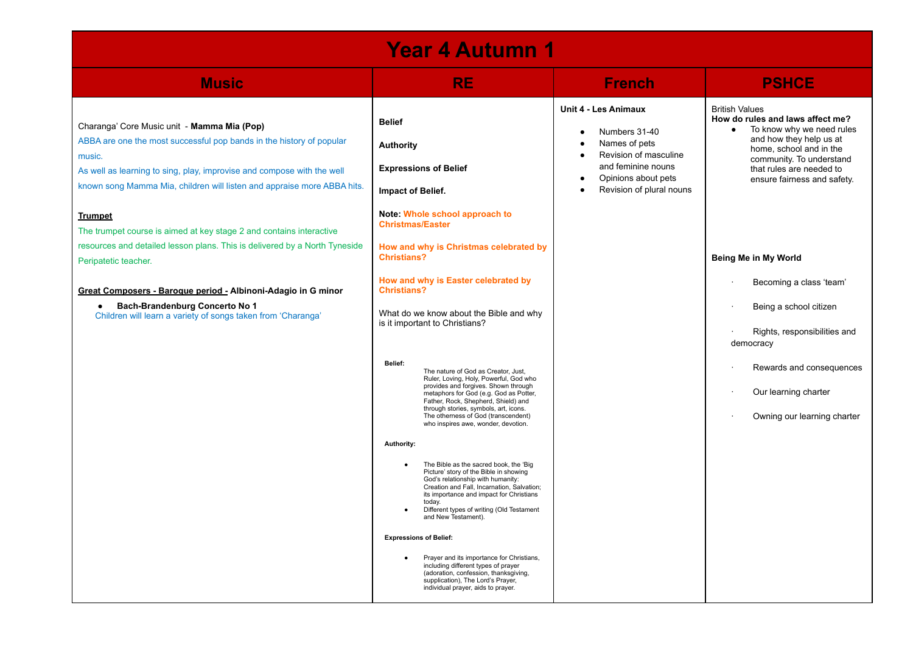# Year 4 Autumn 1

| Music | RE | French | PSHCE |
|---|---|---|---|
| Charanga' Core Music unit - **Mamma Mia (Pop)**<br>ABBA are one the most successful pop bands in the history of popular music.<br>As well as learning to sing, play, improvise and compose with the well known song Mamma Mia, children will listen and appraise more ABBA hits.<br><br>**<u>Trumpet</u>**<br>The trumpet course is aimed at key stage 2 and contains interactive resources and detailed lesson plans. This is delivered by a North Tyneside Peripatetic teacher.<br><br>**<u>Great Composers - Baroque period -</u> Albinoni-Adagio in G minor**<br>• **Bach-Brandenburg Concerto No 1**<br>Children will learn a variety of songs taken from 'Charanga' | **Belief**<br><br>**Authority**<br><br>**Expressions of Belief**<br><br>**Impact of Belief.**<br><br>**Note: Whole school approach to Christmas/Easter**<br><br>**How and why is Christmas celebrated by Christians?**<br><br>**How and why is Easter celebrated by Christians?**<br><br>What do we know about the Bible and why is it important to Christians?<br><br>**Belief:**<br>The nature of God as Creator, Just, Ruler, Loving, Holy, Powerful, God who provides and forgives. Shown through metaphors for God (e.g. God as Potter, Father, Rock, Shepherd, Shield) and through stories, symbols, art, icons. The otherness of God (transcendent) who inspires awe, wonder, devotion.<br><br>**Authority:**<br>• The Bible as the sacred book, the 'Big Picture' story of the Bible in showing God's relationship with humanity: Creation and Fall, Incarnation, Salvation; its importance and impact for Christians today.<br>• Different types of writing (Old Testament and New Testament).<br><br>**Expressions of Belief:**<br>• Prayer and its importance for Christians, including different types of prayer (adoration, confession, thanksgiving, supplication), The Lord's Prayer, individual prayer, aids to prayer. | **Unit 4 - Les Animaux**<br>• Numbers 31-40<br>• Names of pets<br>• Revision of masculine and feminine nouns<br>• Opinions about pets<br>• Revision of plural nouns | British Values<br>**How do rules and laws affect me?**<br>• To know why we need rules and how they help us at home, school and in the community. To understand that rules are needed to ensure fairness and safety.<br><br>**Being Me in My World**<br>· Becoming a class 'team'<br>· Being a school citizen<br>· Rights, responsibilities and democracy<br>· Rewards and consequences<br>· Our learning charter<br>· Owning our learning charter |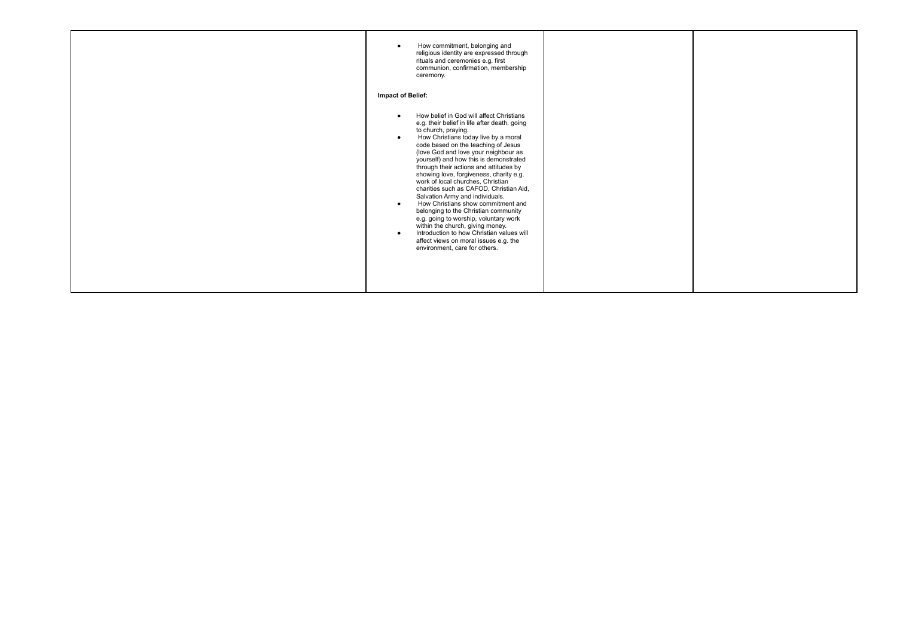| | | | |
|---|---|---|---|
| | • How commitment, belonging and religious identity are expressed through rituals and ceremonies e.g. first communion, confirmation, membership ceremony.<br><br>**Impact of Belief:**<br><br>• How belief in God will affect Christians e.g. their belief in life after death, going to church, praying.<br>• How Christians today live by a moral code based on the teaching of Jesus (love God and love your neighbour as yourself) and how this is demonstrated through their actions and attitudes by showing love, forgiveness, charity e.g. work of local churches, Christian charities such as CAFOD, Christian Aid, Salvation Army and individuals.<br>• How Christians show commitment and belonging to the Christian community e.g. going to worship, voluntary work within the church, giving money.<br>• Introduction to how Christian values will affect views on moral issues e.g. the environment, care for others. | | |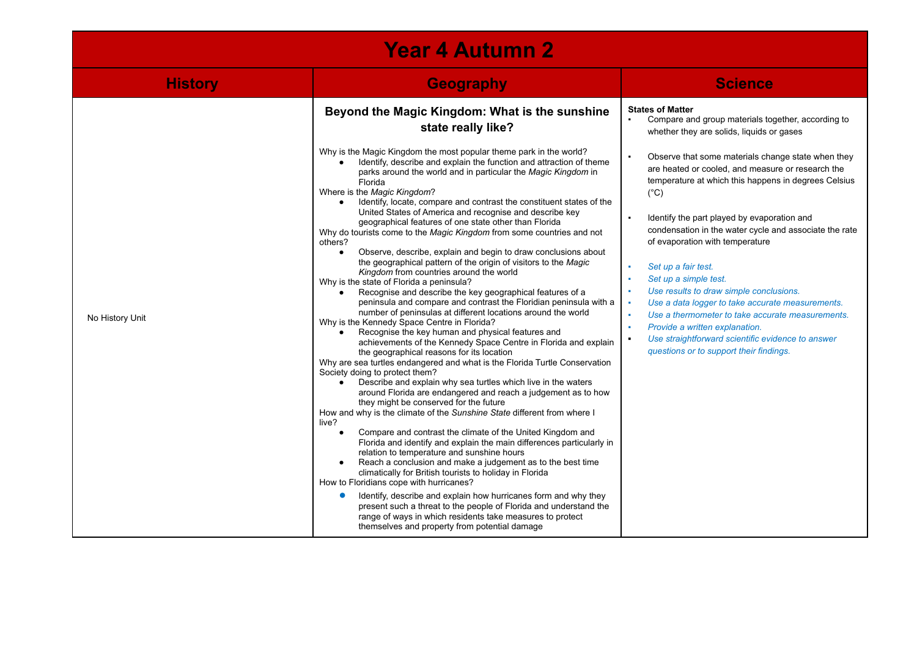# Year 4 Autumn 2

| History | Geography | Science |
| --- | --- | --- |
| No History Unit | **Beyond the Magic Kingdom: What is the sunshine state really like?**<br><br>Why is the Magic Kingdom the most popular theme park in the world?<br>• Identify, describe and explain the function and attraction of theme parks around the world and in particular the *Magic Kingdom* in Florida<br>Where is the *Magic Kingdom*?<br>• Identify, locate, compare and contrast the constituent states of the United States of America and recognise and describe key geographical features of one state other than Florida<br>Why do tourists come to the *Magic Kingdom* from some countries and not others?<br>• Observe, describe, explain and begin to draw conclusions about the geographical pattern of the origin of visitors to the *Magic Kingdom* from countries around the world<br>Why is the state of Florida a peninsula?<br>• Recognise and describe the key geographical features of a peninsula and compare and contrast the Floridian peninsula with a number of peninsulas at different locations around the world<br>Why is the Kennedy Space Centre in Florida?<br>• Recognise the key human and physical features and achievements of the Kennedy Space Centre in Florida and explain the geographical reasons for its location<br>Why are sea turtles endangered and what is the Florida Turtle Conservation Society doing to protect them?<br>• Describe and explain why sea turtles which live in the waters around Florida are endangered and reach a judgement as to how they might be conserved for the future<br>How and why is the climate of the *Sunshine State* different from where I live?<br>• Compare and contrast the climate of the United Kingdom and Florida and identify and explain the main differences particularly in relation to temperature and sunshine hours<br>• Reach a conclusion and make a judgement as to the best time climatically for British tourists to holiday in Florida<br>How to Floridians cope with hurricanes?<br>• Identify, describe and explain how hurricanes form and why they present such a threat to the people of Florida and understand the range of ways in which residents take measures to protect themselves and property from potential damage | **States of Matter**<br>▪ Compare and group materials together, according to whether they are solids, liquids or gases<br><br>▪ Observe that some materials change state when they are heated or cooled, and measure or research the temperature at which this happens in degrees Celsius (°C)<br><br>▪ Identify the part played by evaporation and condensation in the water cycle and associate the rate of evaporation with temperature<br><br>▪ *Set up a fair test.*<br>▪ *Set up a simple test.*<br>▪ *Use results to draw simple conclusions.*<br>▪ *Use a data logger to take accurate measurements.*<br>▪ *Use a thermometer to take accurate measurements.*<br>▪ *Provide a written explanation.*<br>▪ *Use straightforward scientific evidence to answer questions or to support their findings.* |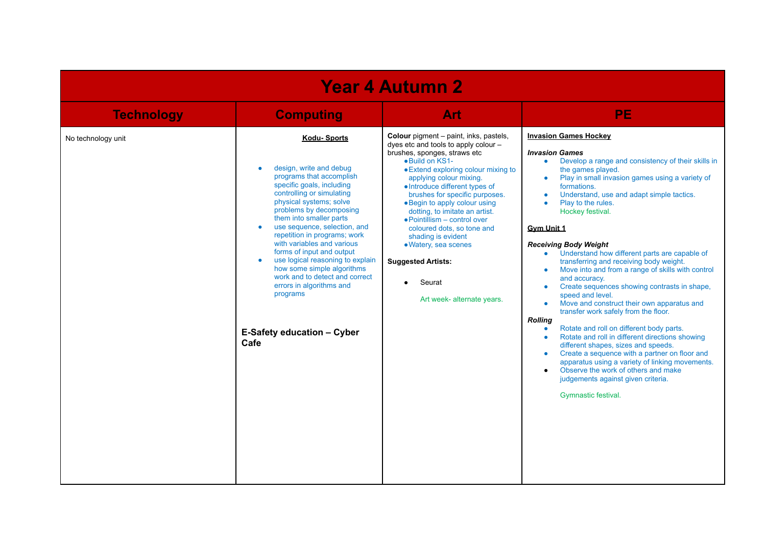# Year 4 Autumn 2

| Technology | Computing | Art | PE |
|---|---|---|---|
| No technology unit | **Kodu- Sports**<br><br>• design, write and debug programs that accomplish specific goals, including controlling or simulating physical systems; solve problems by decomposing them into smaller parts<br>• use sequence, selection, and repetition in programs; work with variables and various forms of input and output<br>• use logical reasoning to explain how some simple algorithms work and to detect and correct errors in algorithms and programs<br><br>**E-Safety education – Cyber Cafe** | **Colour** pigment – paint, inks, pastels, dyes etc and tools to apply colour – brushes, sponges, straws etc<br>• Build on KS1-<br>• Extend exploring colour mixing to applying colour mixing.<br>• Introduce different types of brushes for specific purposes.<br>• Begin to apply colour using dotting, to imitate an artist.<br>• Pointillism – control over coloured dots, so tone and shading is evident<br>• Watery, sea scenes<br><br>**Suggested Artists:**<br><br>• Seurat<br><br>Art week- alternate years. | **Invasion Games Hockey**<br><br>***Invasion Games***<br>• Develop a range and consistency of their skills in the games played.<br>• Play in small invasion games using a variety of formations.<br>• Understand, use and adapt simple tactics.<br>• Play to the rules.<br>Hockey festival.<br><br>**Gym Unit 1**<br><br>***Receiving Body Weight***<br>• Understand how different parts are capable of transferring and receiving body weight.<br>• Move into and from a range of skills with control and accuracy.<br>• Create sequences showing contrasts in shape, speed and level.<br>• Move and construct their own apparatus and transfer work safely from the floor.<br>***Rolling***<br>• Rotate and roll on different body parts.<br>• Rotate and roll in different directions showing different shapes, sizes and speeds.<br>• Create a sequence with a partner on floor and apparatus using a variety of linking movements.<br>• Observe the work of others and make judgements against given criteria.<br><br>Gymnastic festival. |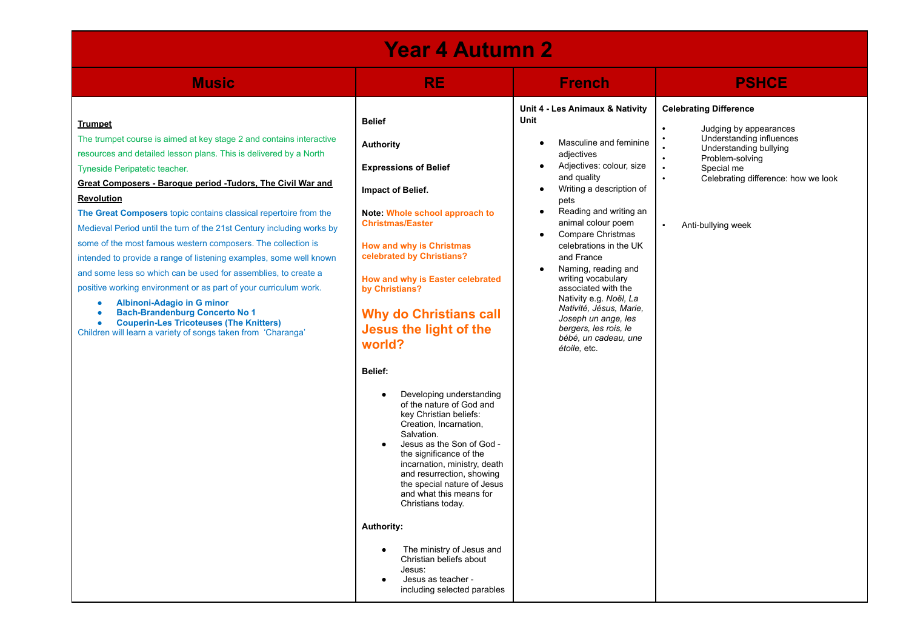# Year 4 Autumn 2

| Music | RE | French | PSHCE |
|---|---|---|---|
| **Trumpet**<br>The trumpet course is aimed at key stage 2 and contains interactive resources and detailed lesson plans. This is delivered by a North Tyneside Peripatetic teacher.<br>**Great Composers - Baroque period -Tudors, The Civil War and Revolution**<br>**The Great Composers** topic contains classical repertoire from the Medieval Period until the turn of the 21st Century including works by some of the most famous western composers. The collection is intended to provide a range of listening examples, some well known and some less so which can be used for assemblies, to create a positive working environment or as part of your curriculum work.<br>● **Albinoni-Adagio in G minor**<br>● **Bach-Brandenburg Concerto No 1**<br>● **Couperin-Les Tricoteuses (The Knitters)**<br>Children will learn a variety of songs taken from 'Charanga' | **Belief**<br>**Authority**<br>**Expressions of Belief**<br>**Impact of Belief.**<br>**Note: Whole school approach to Christmas/Easter**<br>**How and why is Christmas celebrated by Christians?**<br>**How and why is Easter celebrated by Christians?**<br>**Why do Christians call Jesus the light of the world?**<br>**Belief:**<br>● Developing understanding of the nature of God and key Christian beliefs: Creation, Incarnation, Salvation.<br>● Jesus as the Son of God - the significance of the incarnation, ministry, death and resurrection, showing the special nature of Jesus and what this means for Christians today.<br>**Authority:**<br>● The ministry of Jesus and Christian beliefs about Jesus:<br>● Jesus as teacher - including selected parables | **Unit 4 - Les Animaux & Nativity Unit**<br>● Masculine and feminine adjectives<br>● Adjectives: colour, size and quality<br>● Writing a description of pets<br>● Reading and writing an animal colour poem<br>● Compare Christmas celebrations in the UK and France<br>● Naming, reading and writing vocabulary associated with the Nativity e.g. *Noël, La Nativité, Jésus, Marie, Joseph un ange, les bergers, les rois, le bébé, un cadeau, une étoile,* etc. | **Celebrating Difference**<br>• Judging by appearances<br>• Understanding influences<br>• Understanding bullying<br>• Problem-solving<br>• Special me<br>• Celebrating difference: how we look<br><br>▪ Anti-bullying week |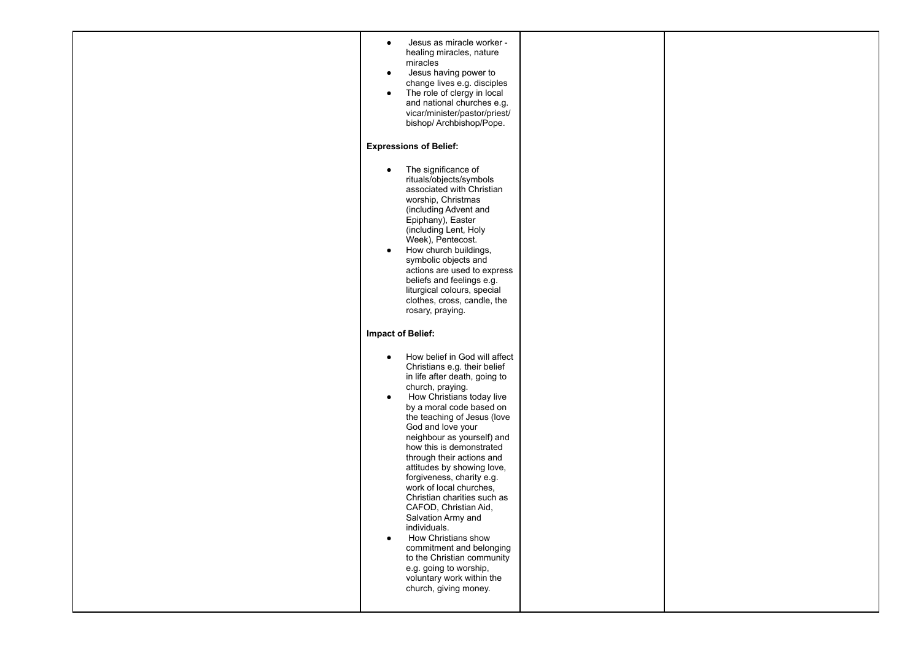| | | | |
|---|---|---|---|
| | • Jesus as miracle worker - healing miracles, nature miracles<br>• Jesus having power to change lives e.g. disciples<br>• The role of clergy in local and national churches e.g. vicar/minister/pastor/priest/ bishop/ Archbishop/Pope.<br><br>**Expressions of Belief:**<br><br>• The significance of rituals/objects/symbols associated with Christian worship, Christmas (including Advent and Epiphany), Easter (including Lent, Holy Week), Pentecost.<br>• How church buildings, symbolic objects and actions are used to express beliefs and feelings e.g. liturgical colours, special clothes, cross, candle, the rosary, praying.<br><br>**Impact of Belief:**<br><br>• How belief in God will affect Christians e.g. their belief in life after death, going to church, praying.<br>• How Christians today live by a moral code based on the teaching of Jesus (love God and love your neighbour as yourself) and how this is demonstrated through their actions and attitudes by showing love, forgiveness, charity e.g. work of local churches, Christian charities such as CAFOD, Christian Aid, Salvation Army and individuals.<br>• How Christians show commitment and belonging to the Christian community e.g. going to worship, voluntary work within the church, giving money. | | |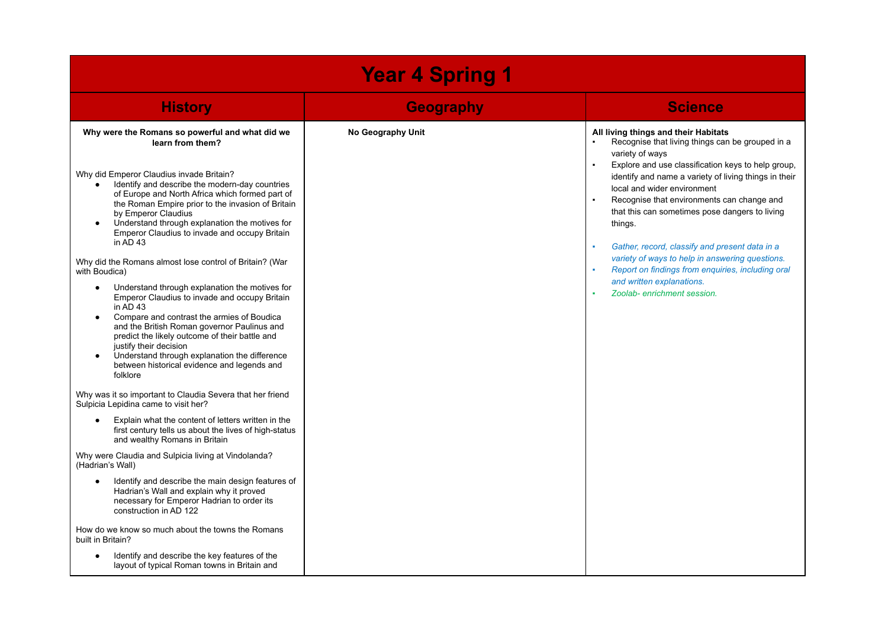| Year 4 Spring 1 | | |
|---|---|---|
| **History** | **Geography** | **Science** |
| **Why were the Romans so powerful and what did we learn from them?**<br><br>Why did Emperor Claudius invade Britain?<br>• Identify and describe the modern-day countries of Europe and North Africa which formed part of the Roman Empire prior to the invasion of Britain by Emperor Claudius<br>• Understand through explanation the motives for Emperor Claudius to invade and occupy Britain in AD 43<br><br>Why did the Romans almost lose control of Britain? (War with Boudica)<br>• Understand through explanation the motives for Emperor Claudius to invade and occupy Britain in AD 43<br>• Compare and contrast the armies of Boudica and the British Roman governor Paulinus and predict the likely outcome of their battle and justify their decision<br>• Understand through explanation the difference between historical evidence and legends and folklore<br><br>Why was it so important to Claudia Severa that her friend Sulpicia Lepidina came to visit her?<br>• Explain what the content of letters written in the first century tells us about the lives of high-status and wealthy Romans in Britain<br><br>Why were Claudia and Sulpicia living at Vindolanda? (Hadrian's Wall)<br>• Identify and describe the main design features of Hadrian's Wall and explain why it proved necessary for Emperor Hadrian to order its construction in AD 122<br><br>How do we know so much about the towns the Romans built in Britain?<br>• Identify and describe the key features of the layout of typical Roman towns in Britain and | **No Geography Unit** | **All living things and their Habitats**<br>▪ Recognise that living things can be grouped in a variety of ways<br>▪ Explore and use classification keys to help group, identify and name a variety of living things in their local and wider environment<br>▪ Recognise that environments can change and that this can sometimes pose dangers to living things.<br><br>▪ *Gather, record, classify and present data in a variety of ways to help in answering questions.*<br>▪ *Report on findings from enquiries, including oral and written explanations.*<br>▪ *Zoolab- enrichment session.* |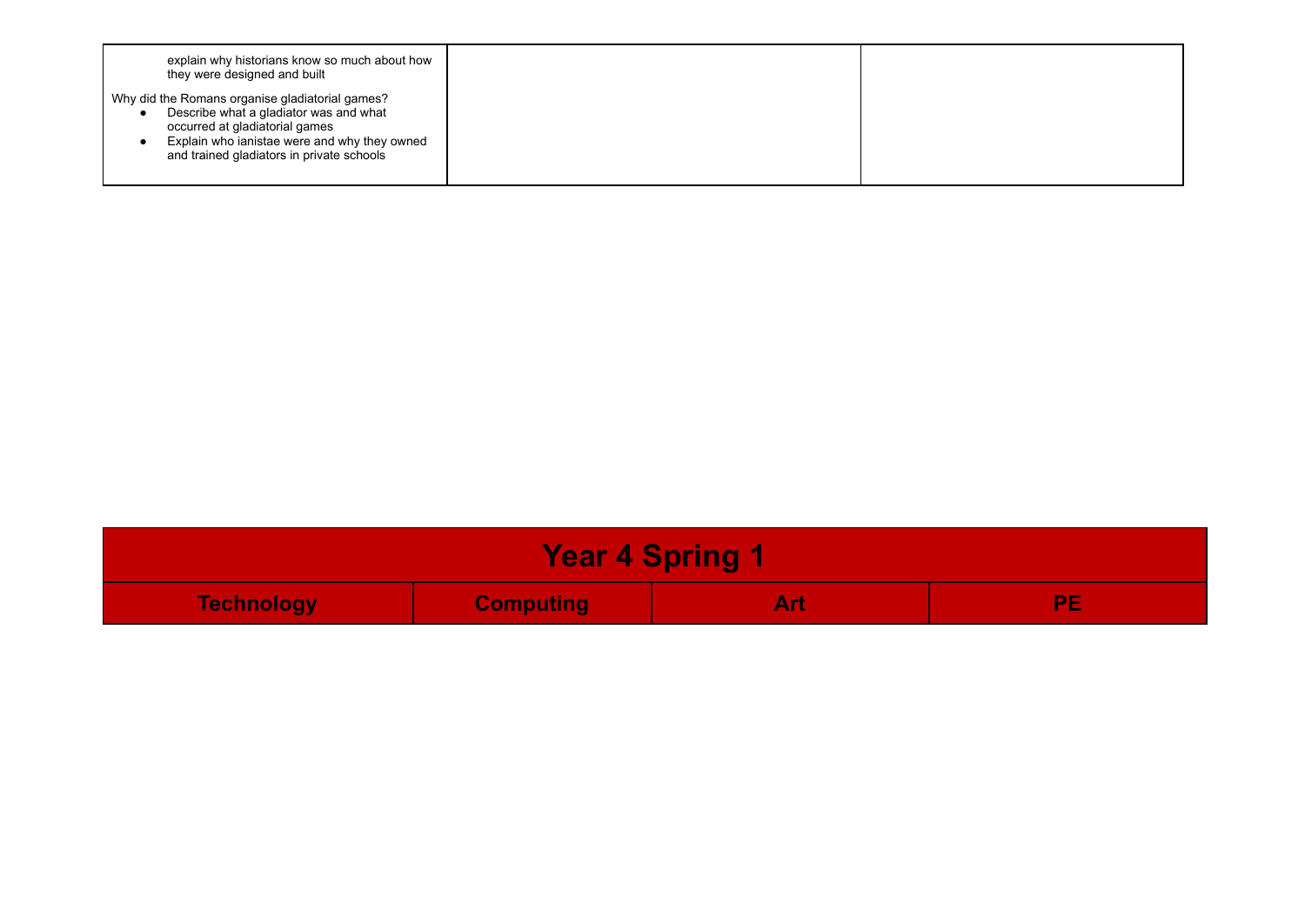| | | |
|---|---|---|
| explain why historians know so much about how they were designed and built<br><br>Why did the Romans organise gladiatorial games?<br>• Describe what a gladiator was and what occurred at gladiatorial games<br>• Explain who ianistae were and why they owned and trained gladiators in private schools | | |

| Year 4 Spring 1 | | | |
|---|---|---|---|
| **Technology** | **Computing** | **Art** | **PE** |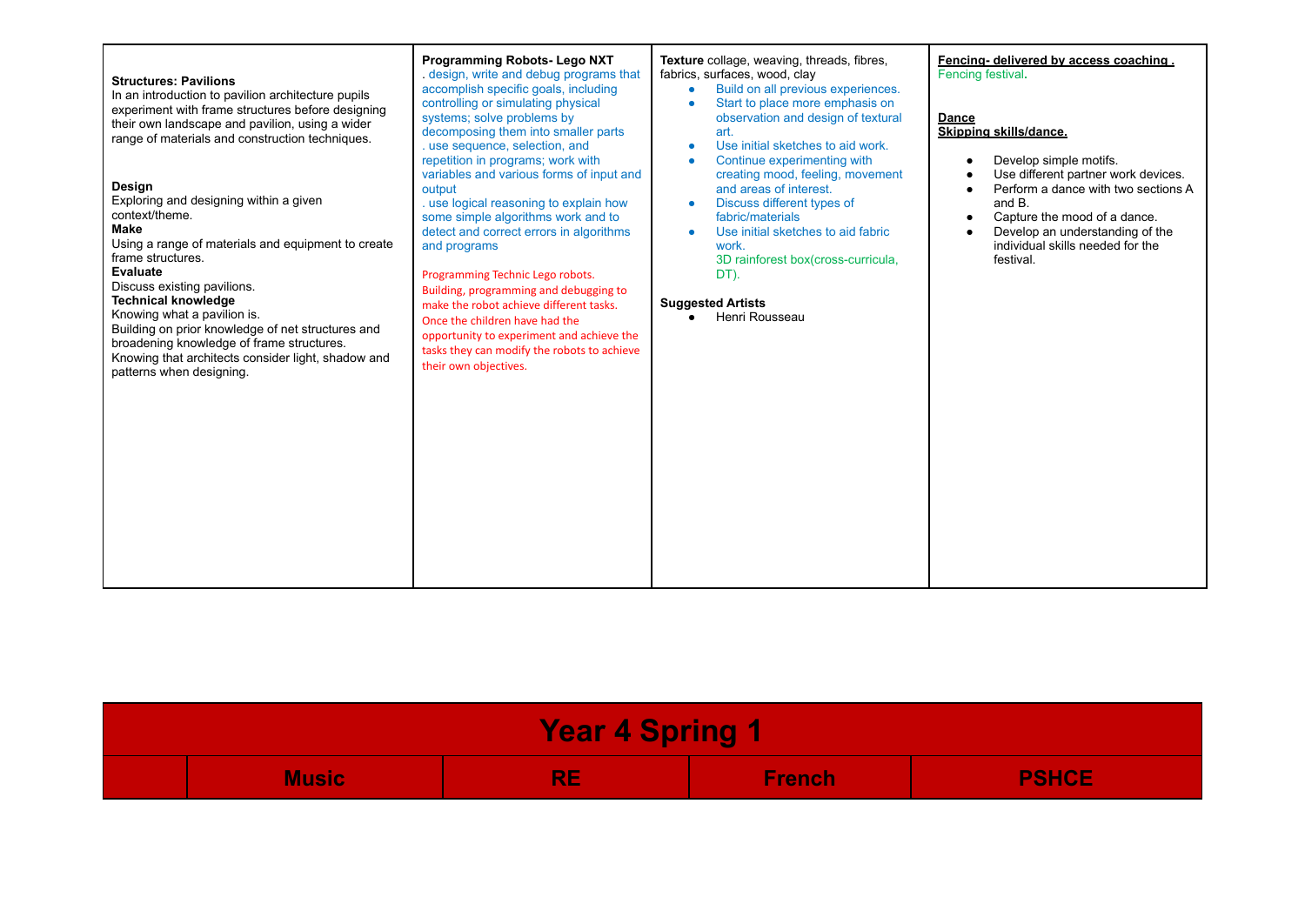| **Structures: Pavilions**<br>In an introduction to pavilion architecture pupils experiment with frame structures before designing their own landscape and pavilion, using a wider range of materials and construction techniques.<br><br>**Design**<br>Exploring and designing within a given context/theme.<br>**Make**<br>Using a range of materials and equipment to create frame structures.<br>**Evaluate**<br>Discuss existing pavilions.<br>**Technical knowledge**<br>Knowing what a pavilion is.<br>Building on prior knowledge of net structures and broadening knowledge of frame structures.<br>Knowing that architects consider light, shadow and patterns when designing. | **Programming Robots- Lego NXT**<br>. design, write and debug programs that accomplish specific goals, including controlling or simulating physical systems; solve problems by decomposing them into smaller parts<br>. use sequence, selection, and repetition in programs; work with variables and various forms of input and output<br>. use logical reasoning to explain how some simple algorithms work and to detect and correct errors in algorithms and programs<br><br>Programming Technic Lego robots. Building, programming and debugging to make the robot achieve different tasks. Once the children have had the opportunity to experiment and achieve the tasks they can modify the robots to achieve their own objectives. | **Texture** collage, weaving, threads, fibres, fabrics, surfaces, wood, clay<br>• Build on all previous experiences.<br>• Start to place more emphasis on observation and design of textural art.<br>• Use initial sketches to aid work.<br>• Continue experimenting with creating mood, feeling, movement and areas of interest.<br>• Discuss different types of fabric/materials<br>• Use initial sketches to aid fabric work.<br>3D rainforest box(cross-curricula, DT).<br><br>**Suggested Artists**<br>• Henri Rousseau | **Fencing- delivered by access coaching .**<br>Fencing festival.<br><br>**Dance**<br>**Skipping skills/dance.**<br>• Develop simple motifs.<br>• Use different partner work devices.<br>• Perform a dance with two sections A and B.<br>• Capture the mood of a dance.<br>• Develop an understanding of the individual skills needed for the festival. |
|---|---|---|---|

| **Year 4 Spring 1** | | | | |
|---|---|---|---|---|
| | **Music** | **RE** | **French** | **PSHCE** |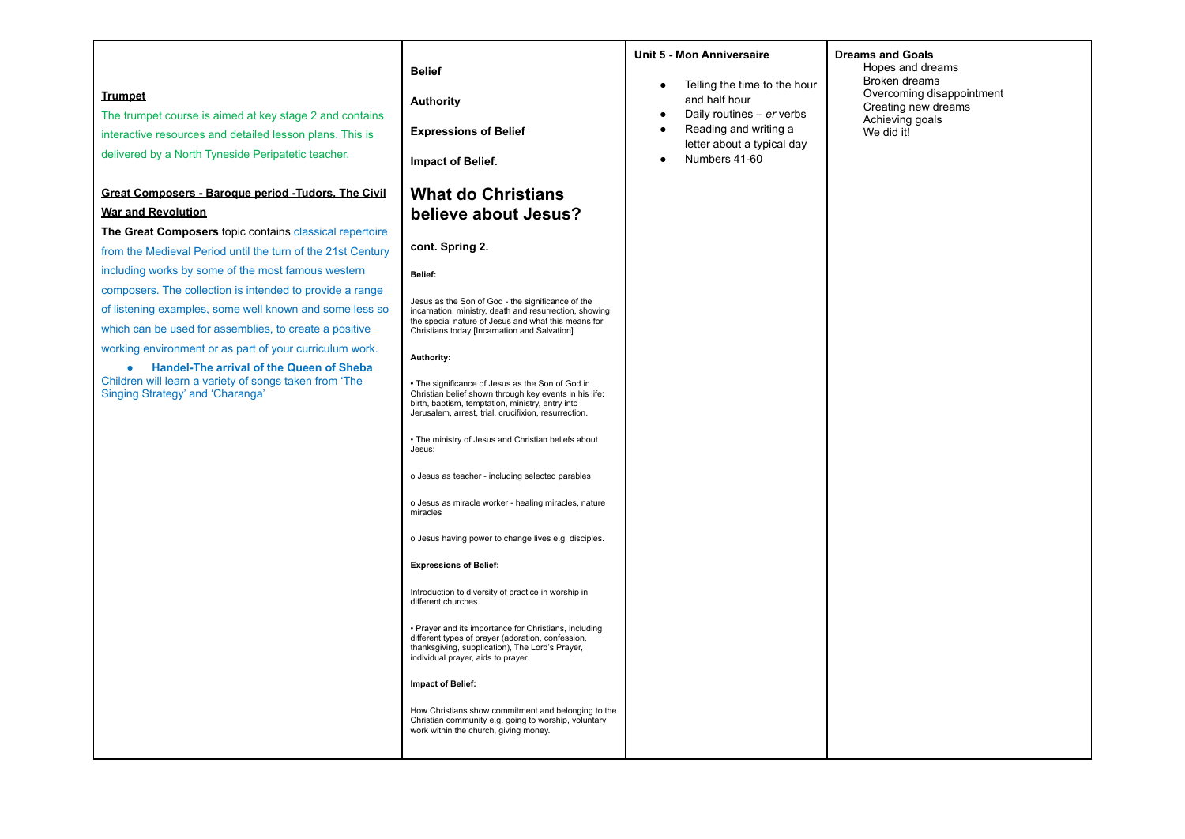**Trumpet**

The trumpet course is aimed at key stage 2 and contains interactive resources and detailed lesson plans. This is delivered by a North Tyneside Peripatetic teacher.

**Great Composers - Baroque period -Tudors, The Civil War and Revolution**

**The Great Composers** topic contains classical repertoire from the Medieval Period until the turn of the 21st Century including works by some of the most famous western composers. The collection is intended to provide a range of listening examples, some well known and some less so which can be used for assemblies, to create a positive working environment or as part of your curriculum work.

- **Handel-The arrival of the Queen of Sheba**

Children will learn a variety of songs taken from 'The Singing Strategy' and 'Charanga'

**Belief**

**Authority**

**Expressions of Belief**

**Impact of Belief.**

## What do Christians believe about Jesus?

**cont. Spring 2.**

**Belief:**

Jesus as the Son of God - the significance of the incarnation, ministry, death and resurrection, showing the special nature of Jesus and what this means for Christians today [Incarnation and Salvation].

**Authority:**

• The significance of Jesus as the Son of God in Christian belief shown through key events in his life: birth, baptism, temptation, ministry, entry into Jerusalem, arrest, trial, crucifixion, resurrection.

• The ministry of Jesus and Christian beliefs about Jesus:

o Jesus as teacher - including selected parables

o Jesus as miracle worker - healing miracles, nature miracles

o Jesus having power to change lives e.g. disciples.

**Expressions of Belief:**

Introduction to diversity of practice in worship in different churches.

• Prayer and its importance for Christians, including different types of prayer (adoration, confession, thanksgiving, supplication), The Lord's Prayer, individual prayer, aids to prayer.

**Impact of Belief:**

How Christians show commitment and belonging to the Christian community e.g. going to worship, voluntary work within the church, giving money.

**Unit 5 - Mon Anniversaire**

- Telling the time to the hour and half hour
- Daily routines – *er* verbs
- Reading and writing a letter about a typical day
- Numbers 41-60

**Dreams and Goals**

Hopes and dreams
Broken dreams
Overcoming disappointment
Creating new dreams
Achieving goals
We did it!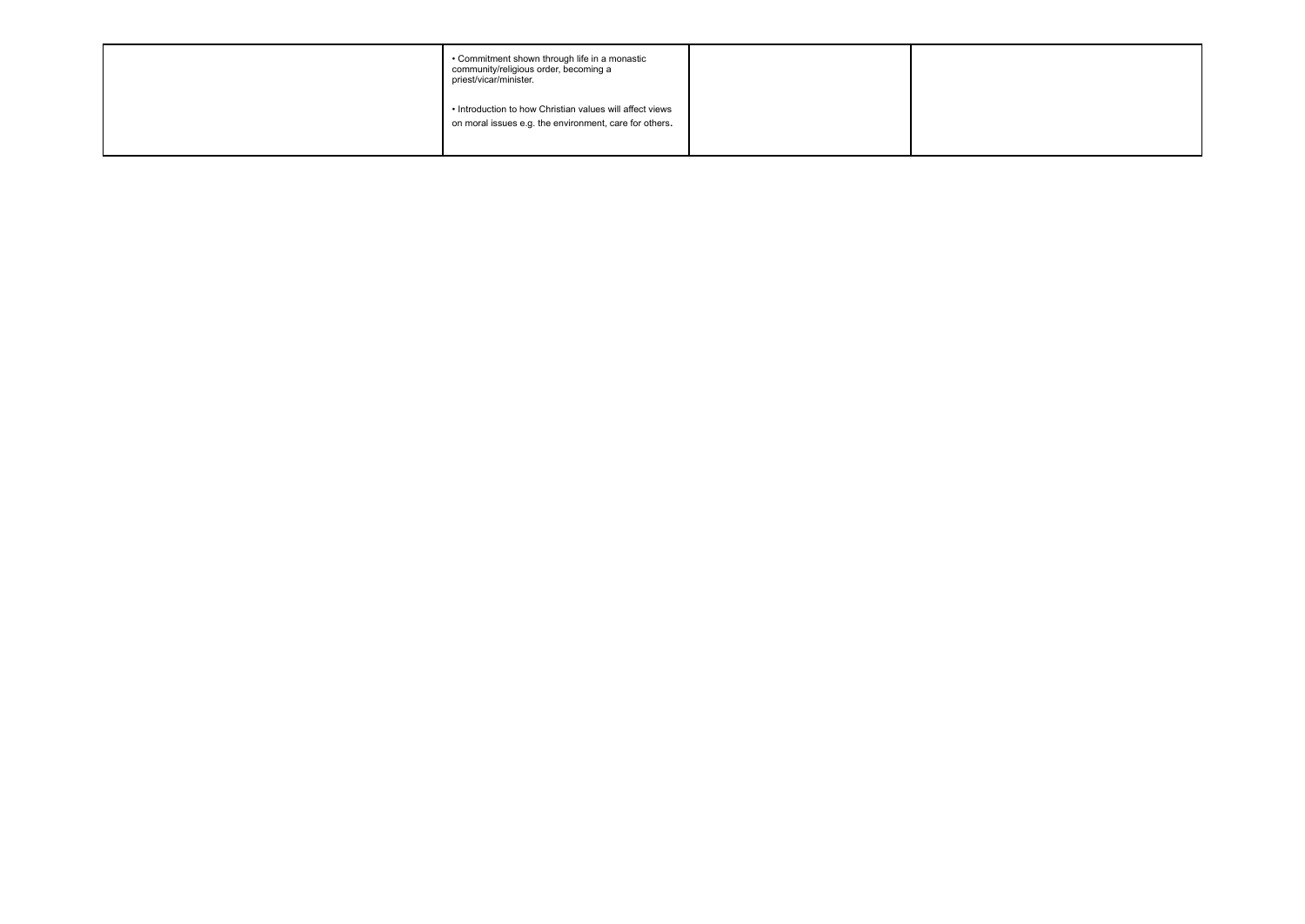|  | • Commitment shown through life in a monastic community/religious order, becoming a priest/vicar/minister.<br><br>• Introduction to how Christian values will affect views on moral issues e.g. the environment, care for others. |  |  |
|---|---|---|---|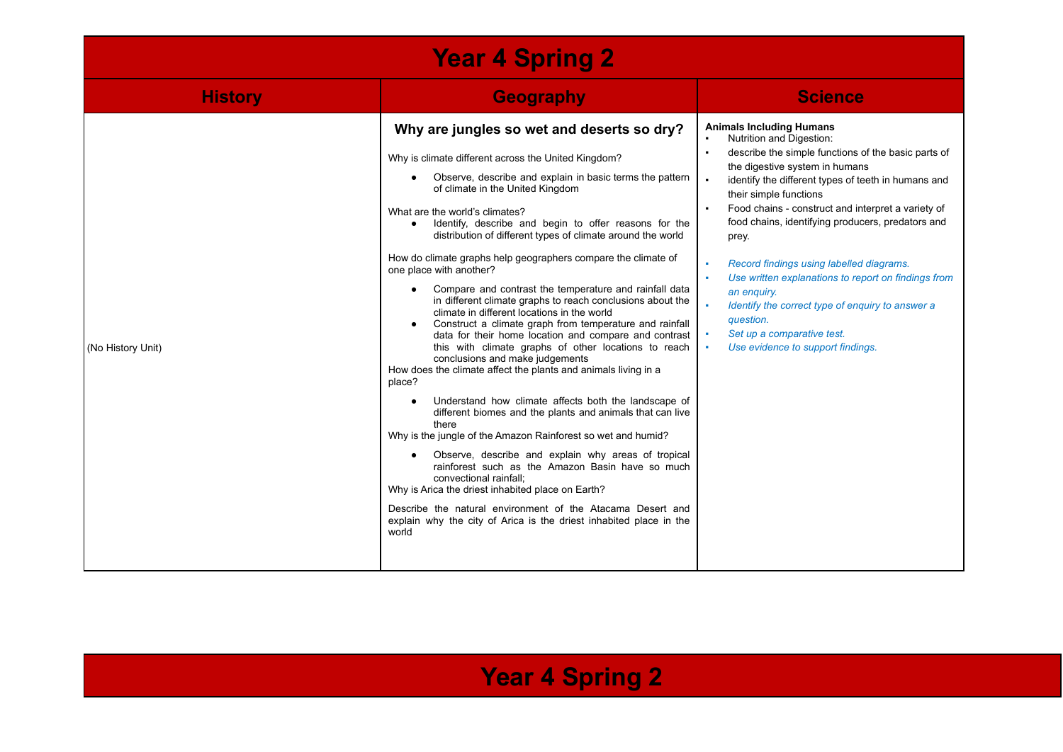# Year 4 Spring 2

| History | Geography | Science |
| --- | --- | --- |
| (No History Unit) | **Why are jungles so wet and deserts so dry?**<br><br>Why is climate different across the United Kingdom?<br>• Observe, describe and explain in basic terms the pattern of climate in the United Kingdom<br><br>What are the world's climates?<br>• Identify, describe and begin to offer reasons for the distribution of different types of climate around the world<br><br>How do climate graphs help geographers compare the climate of one place with another?<br>• Compare and contrast the temperature and rainfall data in different climate graphs to reach conclusions about the climate in different locations in the world<br>• Construct a climate graph from temperature and rainfall data for their home location and compare and contrast this with climate graphs of other locations to reach conclusions and make judgements<br><br>How does the climate affect the plants and animals living in a place?<br>• Understand how climate affects both the landscape of different biomes and the plants and animals that can live there<br><br>Why is the jungle of the Amazon Rainforest so wet and humid?<br>• Observe, describe and explain why areas of tropical rainforest such as the Amazon Basin have so much convectional rainfall;<br><br>Why is Arica the driest inhabited place on Earth?<br><br>Describe the natural environment of the Atacama Desert and explain why the city of Arica is the driest inhabited place in the world | **Animals Including Humans**<br>▪ Nutrition and Digestion:<br>▪ describe the simple functions of the basic parts of the digestive system in humans<br>▪ identify the different types of teeth in humans and their simple functions<br>▪ Food chains - construct and interpret a variety of food chains, identifying producers, predators and prey.<br><br>▪ *Record findings using labelled diagrams.*<br>▪ *Use written explanations to report on findings from an enquiry.*<br>▪ *Identify the correct type of enquiry to answer a question.*<br>▪ *Set up a comparative test.*<br>▪ *Use evidence to support findings.* |

# Year 4 Spring 2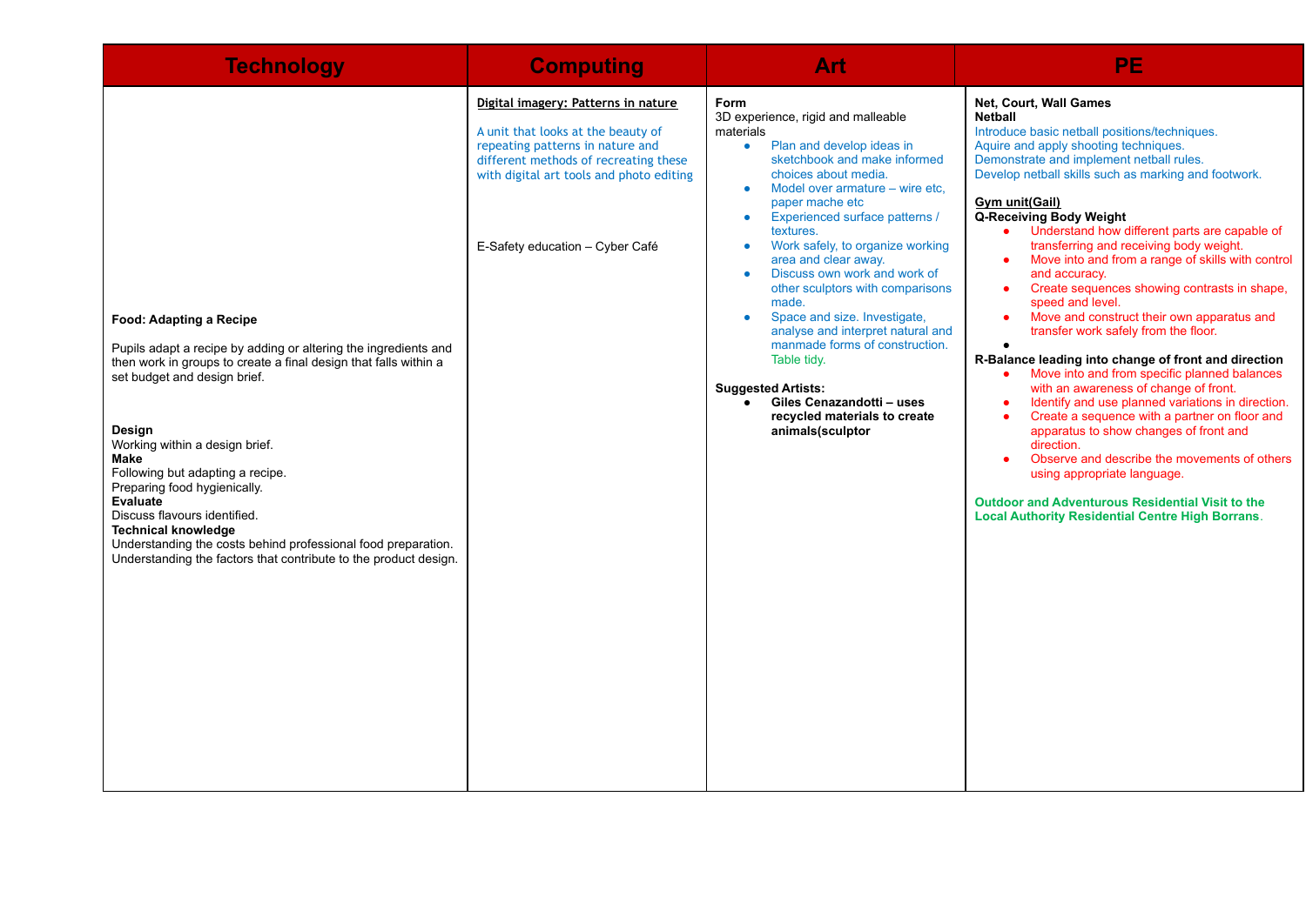| Technology | Computing | Art | PE |
| --- | --- | --- | --- |
| **Food: Adapting a Recipe**<br><br>Pupils adapt a recipe by adding or altering the ingredients and then work in groups to create a final design that falls within a set budget and design brief.<br><br>**Design**<br>Working within a design brief.<br>**Make**<br>Following but adapting a recipe.<br>Preparing food hygienically.<br>**Evaluate**<br>Discuss flavours identified.<br>**Technical knowledge**<br>Understanding the costs behind professional food preparation.<br>Understanding the factors that contribute to the product design. | **Digital imagery: Patterns in nature**<br><br>A unit that looks at the beauty of repeating patterns in nature and different methods of recreating these with digital art tools and photo editing<br><br>E-Safety education – Cyber Café | **Form**<br>3D experience, rigid and malleable materials<br>• Plan and develop ideas in sketchbook and make informed choices about media.<br>• Model over armature – wire etc, paper mache etc<br>• Experienced surface patterns / textures.<br>• Work safely, to organize working area and clear away.<br>• Discuss own work and work of other sculptors with comparisons made.<br>• Space and size. Investigate, analyse and interpret natural and manmade forms of construction. Table tidy.<br><br>**Suggested Artists:**<br>• **Giles Cenazandotti – uses recycled materials to create animals(sculptor** | **Net, Court, Wall Games**<br>**Netball**<br>Introduce basic netball positions/techniques.<br>Aquire and apply shooting techniques.<br>Demonstrate and implement netball rules.<br>Develop netball skills such as marking and footwork.<br><br>**Gym unit(Gail)**<br>**Q-Receiving Body Weight**<br>• Understand how different parts are capable of transferring and receiving body weight.<br>• Move into and from a range of skills with control and accuracy.<br>• Create sequences showing contrasts in shape, speed and level.<br>• Move and construct their own apparatus and transfer work safely from the floor.<br>•<br>**R-Balance leading into change of front and direction**<br>• Move into and from specific planned balances with an awareness of change of front.<br>• Identify and use planned variations in direction.<br>• Create a sequence with a partner on floor and apparatus to show changes of front and direction.<br>• Observe and describe the movements of others using appropriate language.<br><br>**Outdoor and Adventurous Residential Visit to the Local Authority Residential Centre High Borrans**. |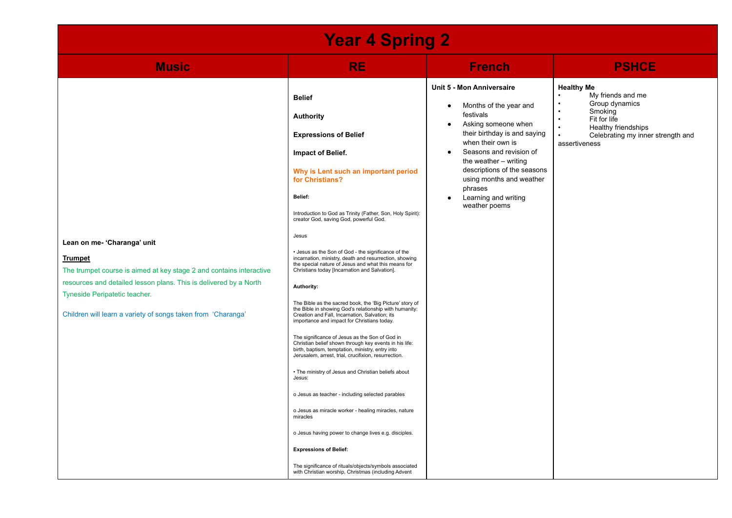# Year 4 Spring 2

| Music | RE | French | PSHCE |
| --- | --- | --- | --- |
| **Lean on me- 'Charanga' unit**<br><br>**Trumpet**<br>The trumpet course is aimed at key stage 2 and contains interactive resources and detailed lesson plans. This is delivered by a North Tyneside Peripatetic teacher.<br><br>Children will learn a variety of songs taken from 'Charanga' | **Belief**<br><br>**Authority**<br><br>**Expressions of Belief**<br><br>**Impact of Belief.**<br><br>**Why is Lent such an important period for Christians?**<br><br>**Belief:**<br><br>Introduction to God as Trinity (Father, Son, Holy Spirit): creator God, saving God, powerful God.<br><br>Jesus<br><br>• Jesus as the Son of God - the significance of the incarnation, ministry, death and resurrection, showing the special nature of Jesus and what this means for Christians today [Incarnation and Salvation].<br><br>**Authority:**<br><br>The Bible as the sacred book, the 'Big Picture' story of the Bible in showing God's relationship with humanity: Creation and Fall, Incarnation, Salvation; its importance and impact for Christians today.<br><br>The significance of Jesus as the Son of God in Christian belief shown through key events in his life: birth, baptism, temptation, ministry, entry into Jerusalem, arrest, trial, crucifixion, resurrection.<br><br>• The ministry of Jesus and Christian beliefs about Jesus:<br><br>o Jesus as teacher - including selected parables<br><br>o Jesus as miracle worker - healing miracles, nature miracles<br><br>o Jesus having power to change lives e.g. disciples.<br><br>**Expressions of Belief:**<br><br>The significance of rituals/objects/symbols associated with Christian worship, Christmas (including Advent | **Unit 5 - Mon Anniversaire**<br><br>• Months of the year and festivals<br>• Asking someone when their birthday is and saying when their own is<br>• Seasons and revision of the weather – writing descriptions of the seasons using months and weather phrases<br>• Learning and writing weather poems | **Healthy Me**<br>• My friends and me<br>• Group dynamics<br>• Smoking<br>• Fit for life<br>• Healthy friendships<br>• Celebrating my inner strength and assertiveness |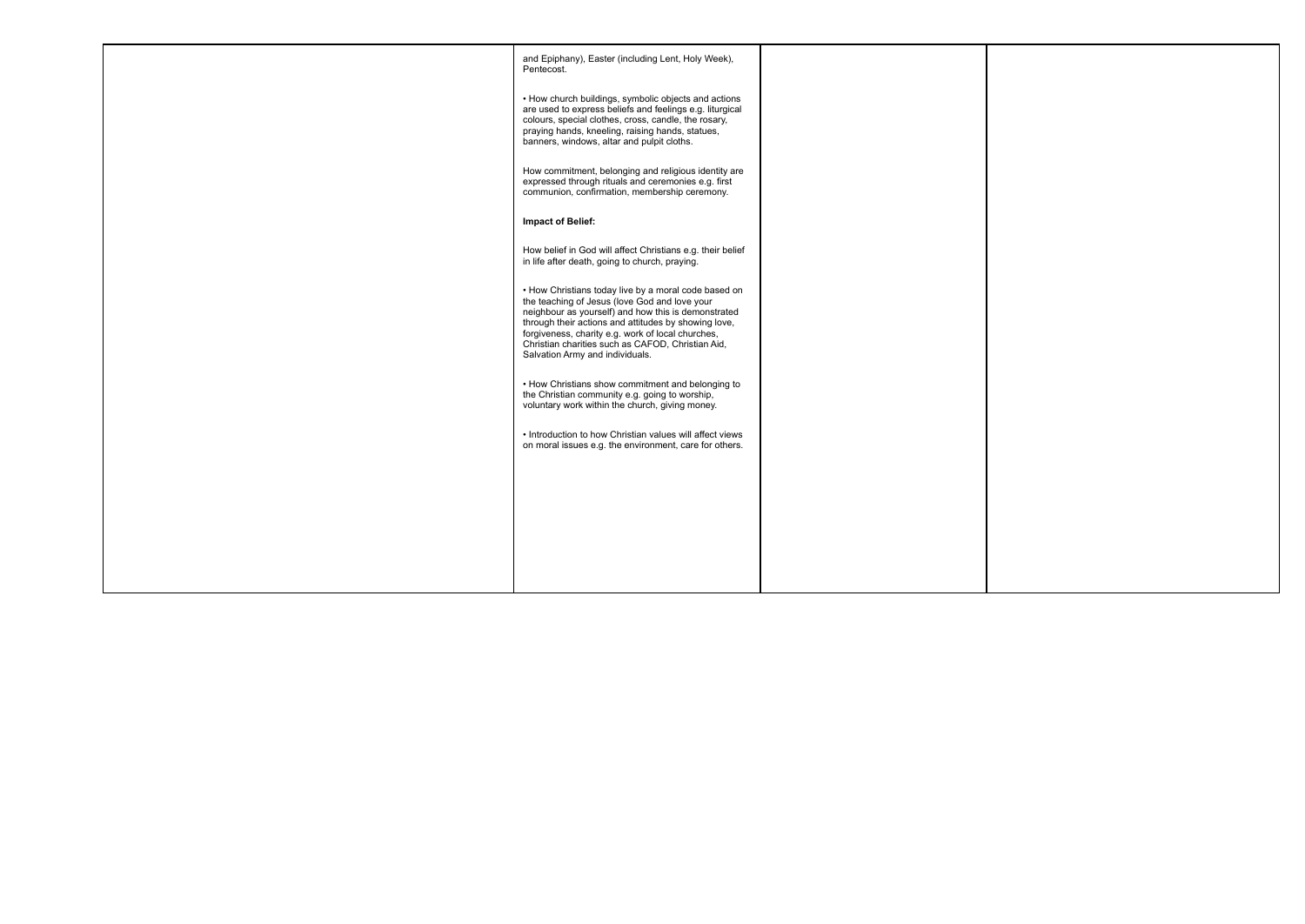| | | | |
|---|---|---|---|
| | and Epiphany), Easter (including Lent, Holy Week), Pentecost.<br><br>• How church buildings, symbolic objects and actions are used to express beliefs and feelings e.g. liturgical colours, special clothes, cross, candle, the rosary, praying hands, kneeling, raising hands, statues, banners, windows, altar and pulpit cloths.<br><br>How commitment, belonging and religious identity are expressed through rituals and ceremonies e.g. first communion, confirmation, membership ceremony.<br><br>**Impact of Belief:**<br><br>How belief in God will affect Christians e.g. their belief in life after death, going to church, praying.<br><br>• How Christians today live by a moral code based on the teaching of Jesus (love God and love your neighbour as yourself) and how this is demonstrated through their actions and attitudes by showing love, forgiveness, charity e.g. work of local churches, Christian charities such as CAFOD, Christian Aid, Salvation Army and individuals.<br><br>• How Christians show commitment and belonging to the Christian community e.g. going to worship, voluntary work within the church, giving money.<br><br>• Introduction to how Christian values will affect views on moral issues e.g. the environment, care for others. | | |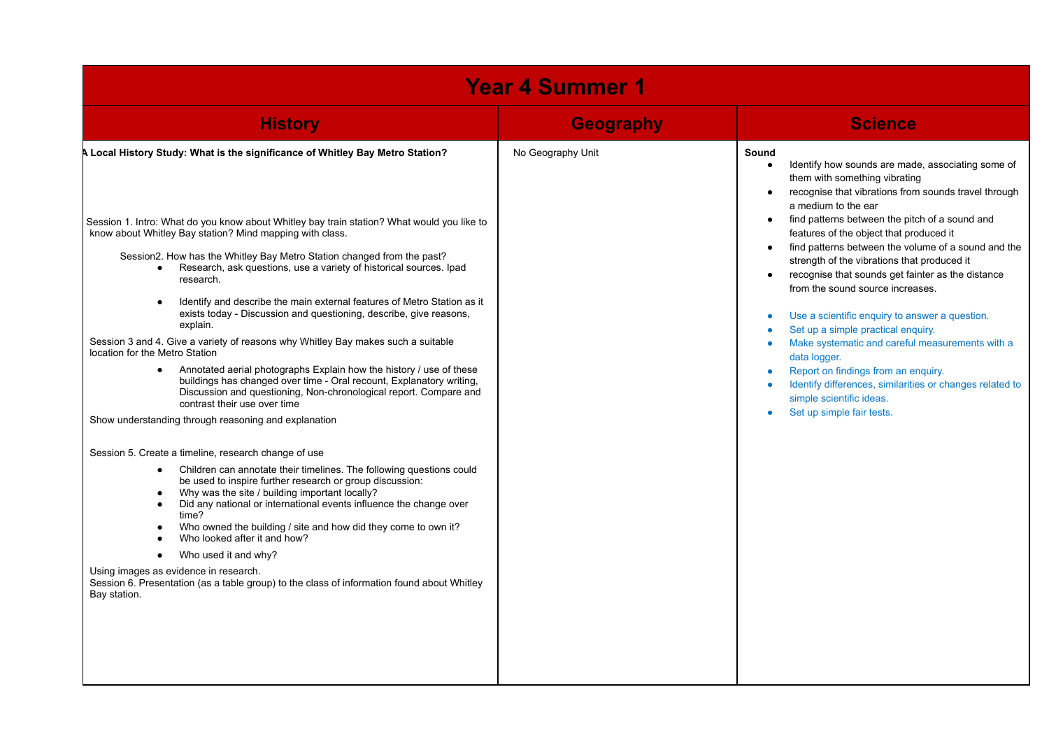# Year 4 Summer 1

| History | Geography | Science |
|---|---|---|
| **A Local History Study: What is the significance of Whitley Bay Metro Station?**<br><br>Session 1. Intro: What do you know about Whitley bay train station? What would you like to know about Whitley Bay station? Mind mapping with class.<br><br>Session2. How has the Whitley Bay Metro Station changed from the past?<br>• Research, ask questions, use a variety of historical sources. Ipad research.<br>• Identify and describe the main external features of Metro Station as it exists today - Discussion and questioning, describe, give reasons, explain.<br><br>Session 3 and 4. Give a variety of reasons why Whitley Bay makes such a suitable location for the Metro Station<br>• Annotated aerial photographs Explain how the history / use of these buildings has changed over time - Oral recount, Explanatory writing, Discussion and questioning, Non-chronological report. Compare and contrast their use over time<br><br>Show understanding through reasoning and explanation<br><br>Session 5. Create a timeline, research change of use<br>• Children can annotate their timelines. The following questions could be used to inspire further research or group discussion:<br>• Why was the site / building important locally?<br>• Did any national or international events influence the change over time?<br>• Who owned the building / site and how did they come to own it?<br>• Who looked after it and how?<br>• Who used it and why?<br><br>Using images as evidence in research.<br>Session 6. Presentation (as a table group) to the class of information found about Whitley Bay station. | No Geography Unit | **Sound**<br>• Identify how sounds are made, associating some of them with something vibrating<br>• recognise that vibrations from sounds travel through a medium to the ear<br>• find patterns between the pitch of a sound and features of the object that produced it<br>• find patterns between the volume of a sound and the strength of the vibrations that produced it<br>• recognise that sounds get fainter as the distance from the sound source increases.<br><br>• Use a scientific enquiry to answer a question.<br>• Set up a simple practical enquiry.<br>• Make systematic and careful measurements with a data logger.<br>• Report on findings from an enquiry.<br>• Identify differences, similarities or changes related to simple scientific ideas.<br>• Set up simple fair tests. |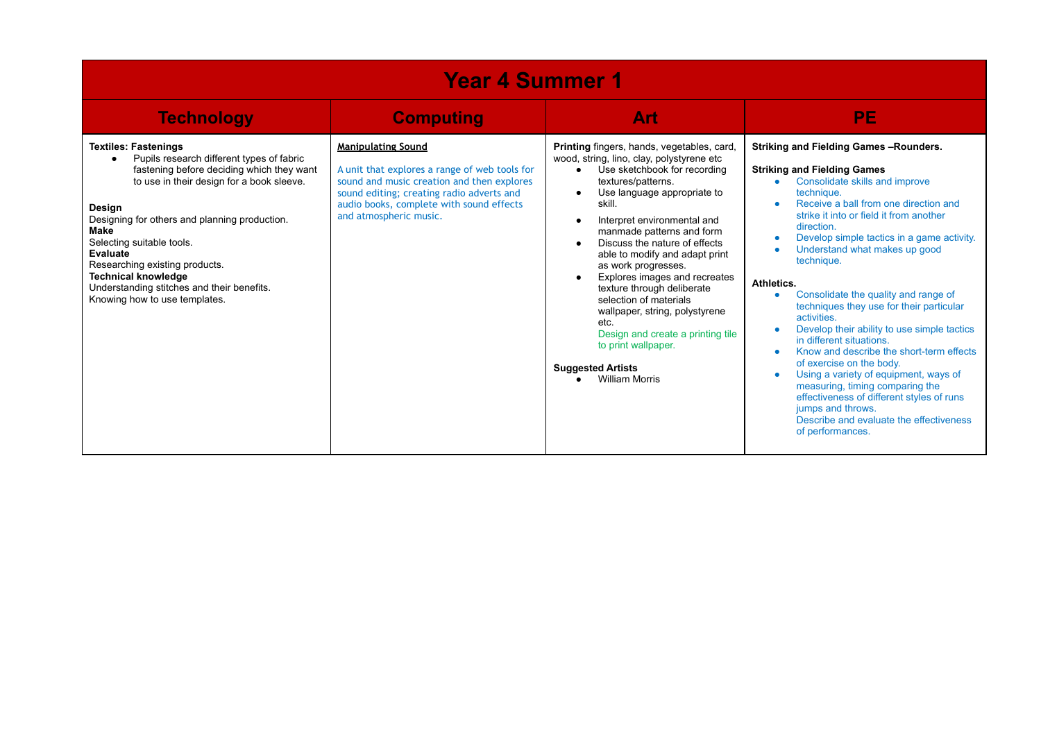# Year 4 Summer 1

| Technology | Computing | Art | PE |
|---|---|---|---|
| **Textiles: Fastenings**<br>• Pupils research different types of fabric fastening before deciding which they want to use in their design for a book sleeve.<br><br>**Design**<br>Designing for others and planning production.<br>**Make**<br>Selecting suitable tools.<br>**Evaluate**<br>Researching existing products.<br>**Technical knowledge**<br>Understanding stitches and their benefits.<br>Knowing how to use templates. | **Manipulating Sound**<br><br>A unit that explores a range of web tools for sound and music creation and then explores sound editing; creating radio adverts and audio books, complete with sound effects and atmospheric music. | **Printing** fingers, hands, vegetables, card, wood, string, lino, clay, polystyrene etc<br>• Use sketchbook for recording textures/patterns.<br>• Use language appropriate to skill.<br>• Interpret environmental and manmade patterns and form<br>• Discuss the nature of effects able to modify and adapt print as work progresses.<br>• Explores images and recreates texture through deliberate selection of materials wallpaper, string, polystyrene etc.<br>Design and create a printing tile to print wallpaper.<br><br>**Suggested Artists**<br>• William Morris | **Striking and Fielding Games –Rounders.**<br><br>**Striking and Fielding Games**<br>• Consolidate skills and improve technique.<br>• Receive a ball from one direction and strike it into or field it from another direction.<br>• Develop simple tactics in a game activity.<br>• Understand what makes up good technique.<br><br>**Athletics.**<br>• Consolidate the quality and range of techniques they use for their particular activities.<br>• Develop their ability to use simple tactics in different situations.<br>• Know and describe the short-term effects of exercise on the body.<br>• Using a variety of equipment, ways of measuring, timing comparing the effectiveness of different styles of runs jumps and throws.<br>Describe and evaluate the effectiveness of performances. |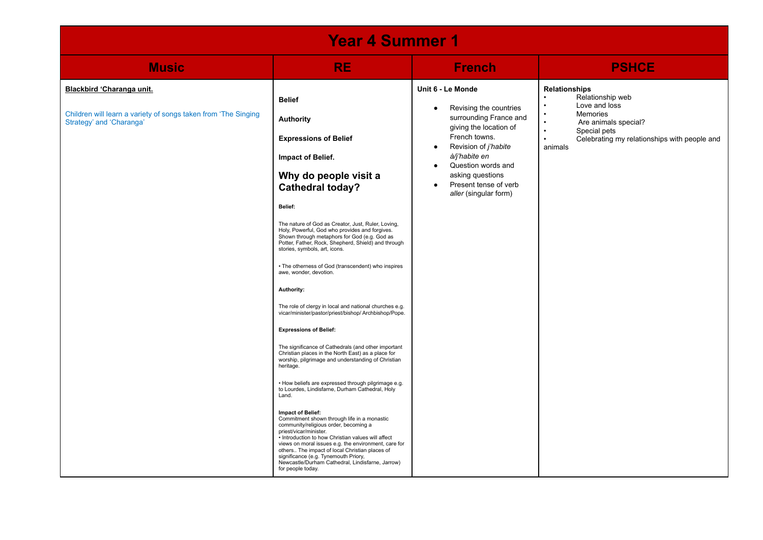# Year 4 Summer 1

| Music | RE | French | PSHCE |
| --- | --- | --- | --- |
| **Blackbird 'Charanga unit.**<br><br>Children will learn a variety of songs taken from 'The Singing Strategy' and 'Charanga' | **Belief**<br><br>**Authority**<br><br>**Expressions of Belief**<br><br>**Impact of Belief.**<br><br>**Why do people visit a Cathedral today?**<br><br>**Belief:**<br><br>The nature of God as Creator, Just, Ruler, Loving, Holy, Powerful, God who provides and forgives. Shown through metaphors for God (e.g. God as Potter, Father, Rock, Shepherd, Shield) and through stories, symbols, art, icons.<br><br>• The otherness of God (transcendent) who inspires awe, wonder, devotion.<br><br>**Authority:**<br><br>The role of clergy in local and national churches e.g. vicar/minister/pastor/priest/bishop/ Archbishop/Pope.<br><br>**Expressions of Belief:**<br><br>The significance of Cathedrals (and other important Christian places in the North East) as a place for worship, pilgrimage and understanding of Christian heritage.<br><br>• How beliefs are expressed through pilgrimage e.g. to Lourdes, Lindisfarne, Durham Cathedral, Holy Land.<br><br>**Impact of Belief:**<br>Commitment shown through life in a monastic community/religious order, becoming a priest/vicar/minister.<br>• Introduction to how Christian values will affect views on moral issues e.g. the environment, care for others.. The impact of local Christian places of significance (e.g. Tynemouth Priory, Newcastle/Durham Cathedral, Lindisfarne, Jarrow) for people today. | **Unit 6 - Le Monde**<br><br>• Revising the countries surrounding France and giving the location of French towns.<br>• Revision of *j'habite à/j'habite en*<br>• Question words and asking questions<br>• Present tense of verb *aller* (singular form) | **Relationships**<br>• Relationship web<br>• Love and loss<br>• Memories<br>• Are animals special?<br>• Special pets<br>• Celebrating my relationships with people and animals |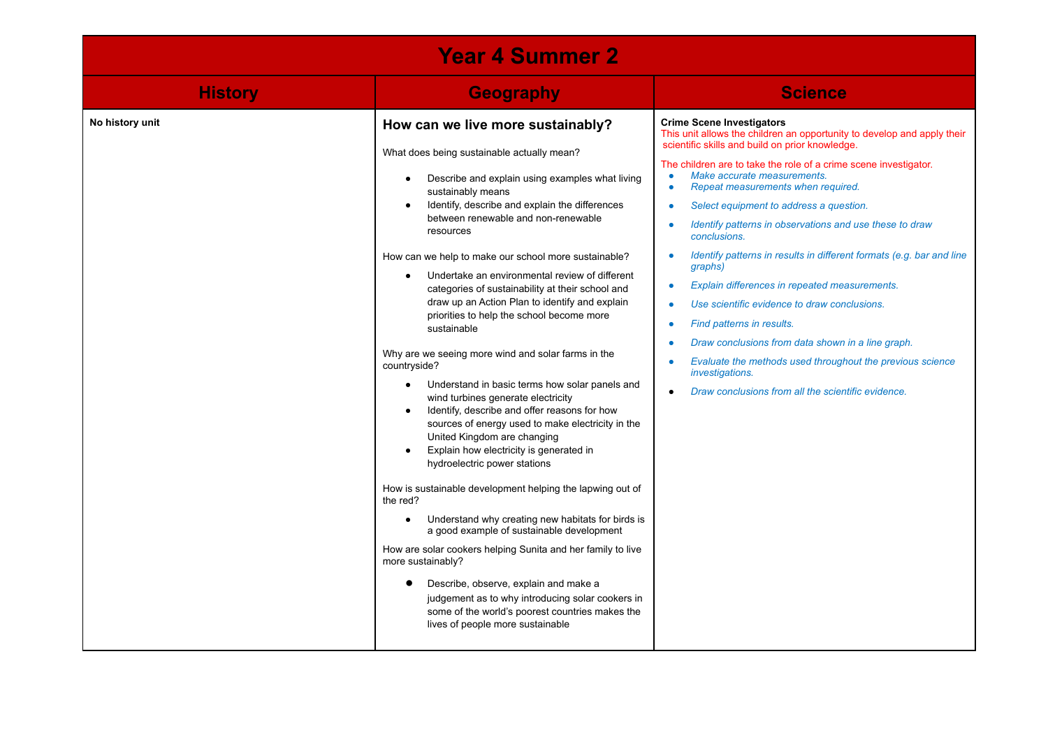# Year 4 Summer 2

| History | Geography | Science |
| --- | --- | --- |
| **No history unit** | **How can we live more sustainably?**<br><br>What does being sustainable actually mean?<br>• Describe and explain using examples what living sustainably means<br>• Identify, describe and explain the differences between renewable and non-renewable resources<br><br>How can we help to make our school more sustainable?<br>• Undertake an environmental review of different categories of sustainability at their school and draw up an Action Plan to identify and explain priorities to help the school become more sustainable<br><br>Why are we seeing more wind and solar farms in the countryside?<br>• Understand in basic terms how solar panels and wind turbines generate electricity<br>• Identify, describe and offer reasons for how sources of energy used to make electricity in the United Kingdom are changing<br>• Explain how electricity is generated in hydroelectric power stations<br><br>How is sustainable development helping the lapwing out of the red?<br>• Understand why creating new habitats for birds is a good example of sustainable development<br><br>How are solar cookers helping Sunita and her family to live more sustainably?<br>• Describe, observe, explain and make a judgement as to why introducing solar cookers in some of the world's poorest countries makes the lives of people more sustainable | **Crime Scene Investigators**<br>This unit allows the children an opportunity to develop and apply their scientific skills and build on prior knowledge.<br><br>The children are to take the role of a crime scene investigator.<br>• *Make accurate measurements.*<br>• *Repeat measurements when required.*<br>• *Select equipment to address a question.*<br>• *Identify patterns in observations and use these to draw conclusions.*<br>• *Identify patterns in results in different formats (e.g. bar and line graphs)*<br>• *Explain differences in repeated measurements.*<br>• *Use scientific evidence to draw conclusions.*<br>• *Find patterns in results.*<br>• *Draw conclusions from data shown in a line graph.*<br>• *Evaluate the methods used throughout the previous science investigations.*<br>• *Draw conclusions from all the scientific evidence.* |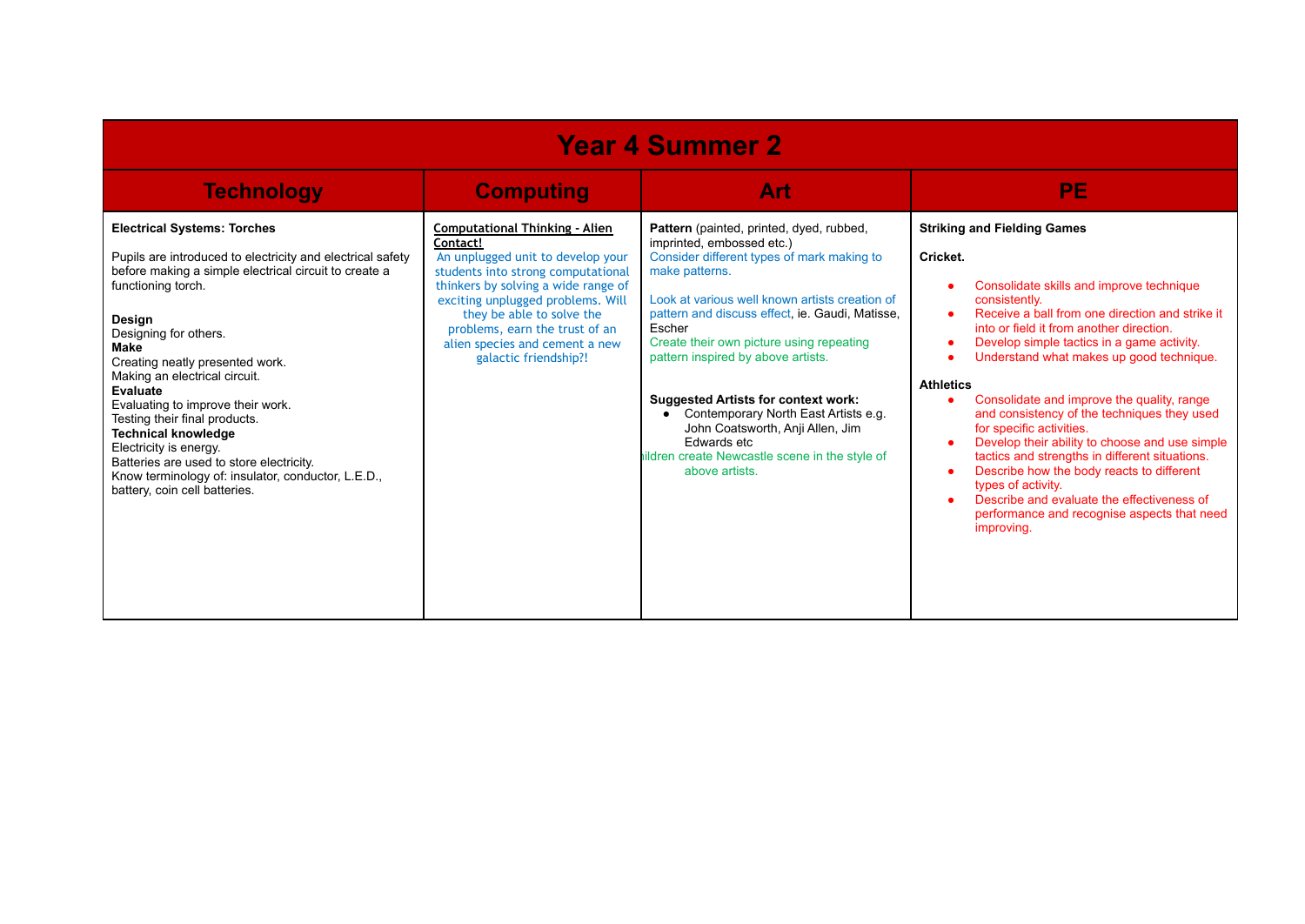| Year 4 Summer 2 | | | |
|---|---|---|---|
| **Technology** | **Computing** | **Art** | **PE** |
| **Electrical Systems: Torches**<br><br>Pupils are introduced to electricity and electrical safety before making a simple electrical circuit to create a functioning torch.<br><br>**Design**<br>Designing for others.<br>**Make**<br>Creating neatly presented work.<br>Making an electrical circuit.<br>**Evaluate**<br>Evaluating to improve their work.<br>Testing their final products.<br>**Technical knowledge**<br>Electricity is energy.<br>Batteries are used to store electricity.<br>Know terminology of: insulator, conductor, L.E.D., battery, coin cell batteries. | **Computational Thinking - Alien Contact!**<br>An unplugged unit to develop your students into strong computational thinkers by solving a wide range of exciting unplugged problems. Will they be able to solve the problems, earn the trust of an alien species and cement a new galactic friendship?! | **Pattern** (painted, printed, dyed, rubbed, imprinted, embossed etc.)<br>Consider different types of mark making to make patterns.<br><br>Look at various well known artists creation of pattern and discuss effect, ie. Gaudi, Matisse, Escher<br>Create their own picture using repeating pattern inspired by above artists.<br><br>**Suggested Artists for context work:**<br>• Contemporary North East Artists e.g. John Coatsworth, Anji Allen, Jim Edwards etc<br>ildren create Newcastle scene in the style of above artists. | **Striking and Fielding Games**<br><br>**Cricket.**<br><br>• Consolidate skills and improve technique consistently.<br>• Receive a ball from one direction and strike it into or field it from another direction.<br>• Develop simple tactics in a game activity.<br>• Understand what makes up good technique.<br><br>**Athletics**<br>• Consolidate and improve the quality, range and consistency of the techniques they used for specific activities.<br>• Develop their ability to choose and use simple tactics and strengths in different situations.<br>• Describe how the body reacts to different types of activity.<br>• Describe and evaluate the effectiveness of performance and recognise aspects that need improving. |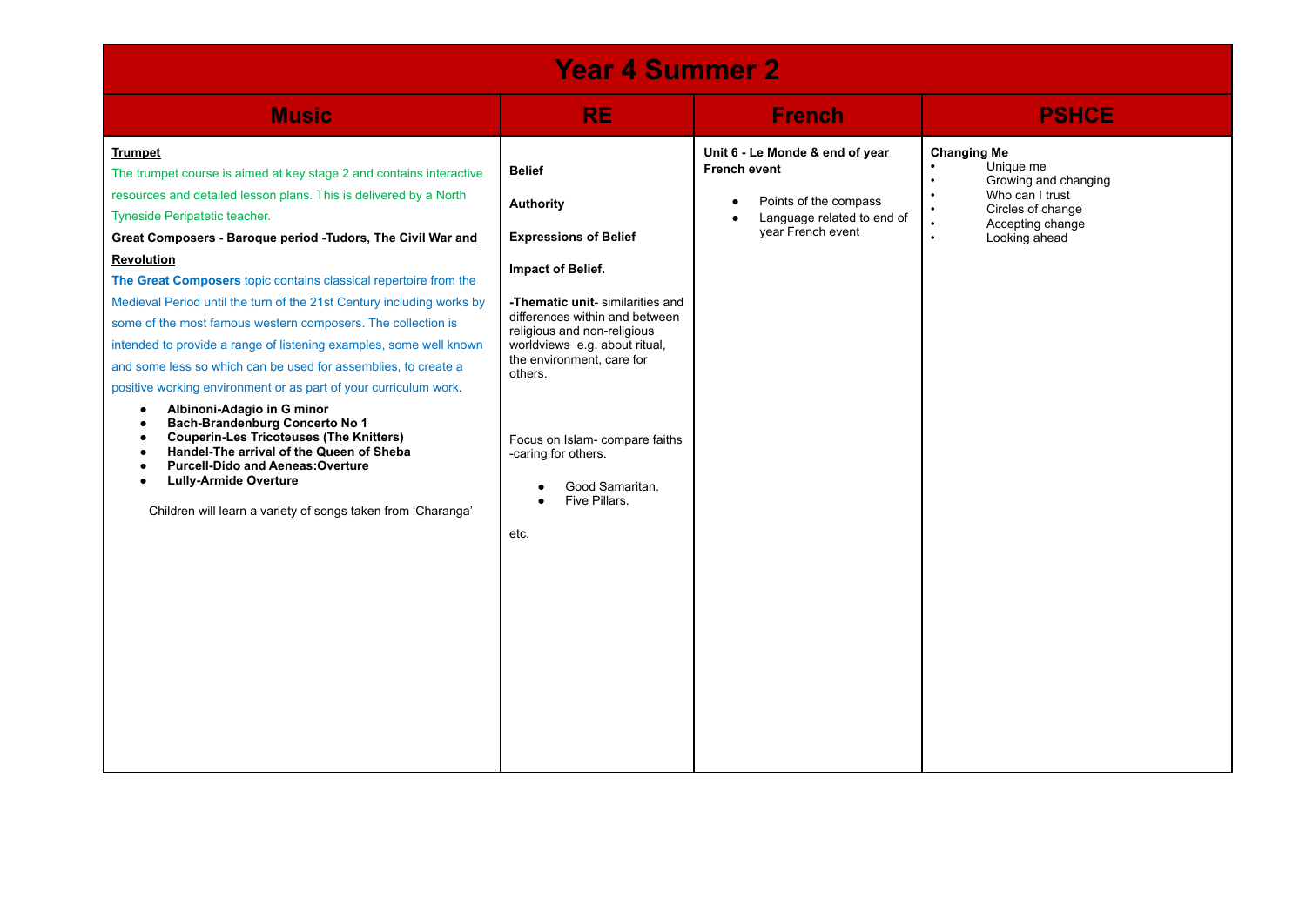# Year 4 Summer 2

| Music | RE | French | PSHCE |
|---|---|---|---|
| **Trumpet**<br>The trumpet course is aimed at key stage 2 and contains interactive resources and detailed lesson plans. This is delivered by a North Tyneside Peripatetic teacher.<br>**Great Composers - Baroque period -Tudors, The Civil War and Revolution**<br>**The Great Composers** topic contains classical repertoire from the Medieval Period until the turn of the 21st Century including works by some of the most famous western composers. The collection is intended to provide a range of listening examples, some well known and some less so which can be used for assemblies, to create a positive working environment or as part of your curriculum work.<br>• **Albinoni-Adagio in G minor**<br>• **Bach-Brandenburg Concerto No 1**<br>• **Couperin-Les Tricoteuses (The Knitters)**<br>• **Handel-The arrival of the Queen of Sheba**<br>• **Purcell-Dido and Aeneas:Overture**<br>• **Lully-Armide Overture**<br>Children will learn a variety of songs taken from 'Charanga' | **Belief**<br>**Authority**<br>**Expressions of Belief**<br>**Impact of Belief.**<br>**-Thematic unit**- similarities and differences within and between religious and non-religious worldviews e.g. about ritual, the environment, care for others.<br>Focus on Islam- compare faiths -caring for others.<br>• Good Samaritan.<br>• Five Pillars.<br>etc. | **Unit 6 - Le Monde & end of year French event**<br>• Points of the compass<br>• Language related to end of year French event | **Changing Me**<br>• Unique me<br>• Growing and changing<br>• Who can I trust<br>• Circles of change<br>• Accepting change<br>• Looking ahead |